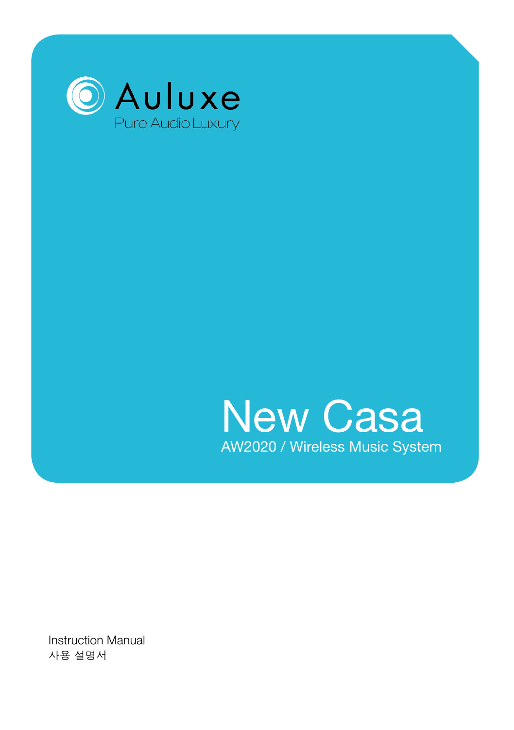Auluxe

Pure Audio Luxury

# New Casa

AW2020 / Wireless Music System

Instruction Manual

사용 설명서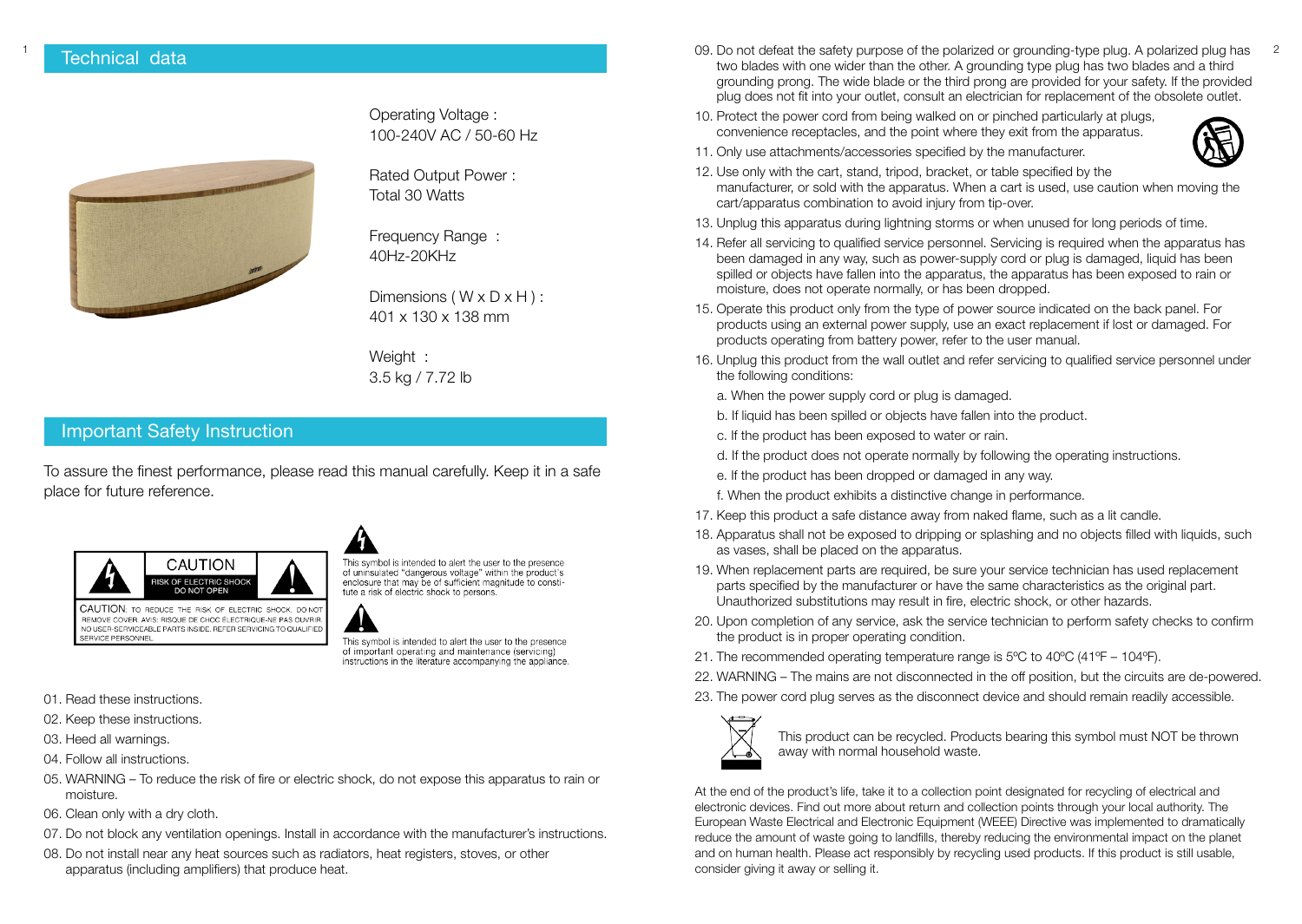## Technical data

Operating Voltage :
100-240V AC / 50-60 Hz

Rated Output Power :
Total 30 Watts

Frequency Range :
40Hz-20KHz

Dimensions ( W x D x H ) :
401 x 130 x 138 mm

Weight :
3.5 kg / 7.72 lb

## Important Safety Instruction

To assure the finest performance, please read this manual carefully. Keep it in a safe place for future reference.

CAUTION
RISK OF ELECTRIC SHOCK
DO NOT OPEN

CAUTION: TO REDUCE THE RISK OF ELECTRIC SHOCK, DO NOT REMOVE COVER. AVIS: RISQUE DE CHOC ÉLECTRIQUE-NE PAS OUVRIR. NO USER-SERVICEABLE PARTS INSIDE. REFER SERVICING TO QUALIFIED SERVICE PERSONNEL.

This symbol is intended to alert the user to the presence of uninsulated "dangerous voltage" within the product's enclosure that may be of sufficient magnitude to constitute a risk of electric shock to persons.

This symbol is intended to alert the user to the presence of important operating and maintenance (servicing) instructions in the literature accompanying the appliance.

01. Read these instructions.
02. Keep these instructions.
03. Heed all warnings.
04. Follow all instructions.
05. WARNING – To reduce the risk of fire or electric shock, do not expose this apparatus to rain or moisture.
06. Clean only with a dry cloth.
07. Do not block any ventilation openings. Install in accordance with the manufacturer's instructions.
08. Do not install near any heat sources such as radiators, heat registers, stoves, or other apparatus (including amplifiers) that produce heat.
09. Do not defeat the safety purpose of the polarized or grounding-type plug. A polarized plug has two blades with one wider than the other. A grounding type plug has two blades and a third grounding prong. The wide blade or the third prong are provided for your safety. If the provided plug does not fit into your outlet, consult an electrician for replacement of the obsolete outlet.
10. Protect the power cord from being walked on or pinched particularly at plugs, convenience receptacles, and the point where they exit from the apparatus.
11. Only use attachments/accessories specified by the manufacturer.
12. Use only with the cart, stand, tripod, bracket, or table specified by the manufacturer, or sold with the apparatus. When a cart is used, use caution when moving the cart/apparatus combination to avoid injury from tip-over.
13. Unplug this apparatus during lightning storms or when unused for long periods of time.
14. Refer all servicing to qualified service personnel. Servicing is required when the apparatus has been damaged in any way, such as power-supply cord or plug is damaged, liquid has been spilled or objects have fallen into the apparatus, the apparatus has been exposed to rain or moisture, does not operate normally, or has been dropped.
15. Operate this product only from the type of power source indicated on the back panel. For products using an external power supply, use an exact replacement if lost or damaged. For products operating from battery power, refer to the user manual.
16. Unplug this product from the wall outlet and refer servicing to qualified service personnel under the following conditions:
    a. When the power supply cord or plug is damaged.
    b. If liquid has been spilled or objects have fallen into the product.
    c. If the product has been exposed to water or rain.
    d. If the product does not operate normally by following the operating instructions.
    e. If the product has been dropped or damaged in any way.
    f. When the product exhibits a distinctive change in performance.
17. Keep this product a safe distance away from naked flame, such as a lit candle.
18. Apparatus shall not be exposed to dripping or splashing and no objects filled with liquids, such as vases, shall be placed on the apparatus.
19. When replacement parts are required, be sure your service technician has used replacement parts specified by the manufacturer or have the same characteristics as the original part. Unauthorized substitutions may result in fire, electric shock, or other hazards.
20. Upon completion of any service, ask the service technician to perform safety checks to confirm the product is in proper operating condition.
21. The recommended operating temperature range is 5ºC to 40ºC (41ºF – 104ºF).
22. WARNING – The mains are not disconnected in the off position, but the circuits are de-powered.
23. The power cord plug serves as the disconnect device and should remain readily accessible.

This product can be recycled. Products bearing this symbol must NOT be thrown away with normal household waste.

At the end of the product's life, take it to a collection point designated for recycling of electrical and electronic devices. Find out more about return and collection points through your local authority. The European Waste Electrical and Electronic Equipment (WEEE) Directive was implemented to dramatically reduce the amount of waste going to landfills, thereby reducing the environmental impact on the planet and on human health. Please act responsibly by recycling used products. If this product is still usable, consider giving it away or selling it.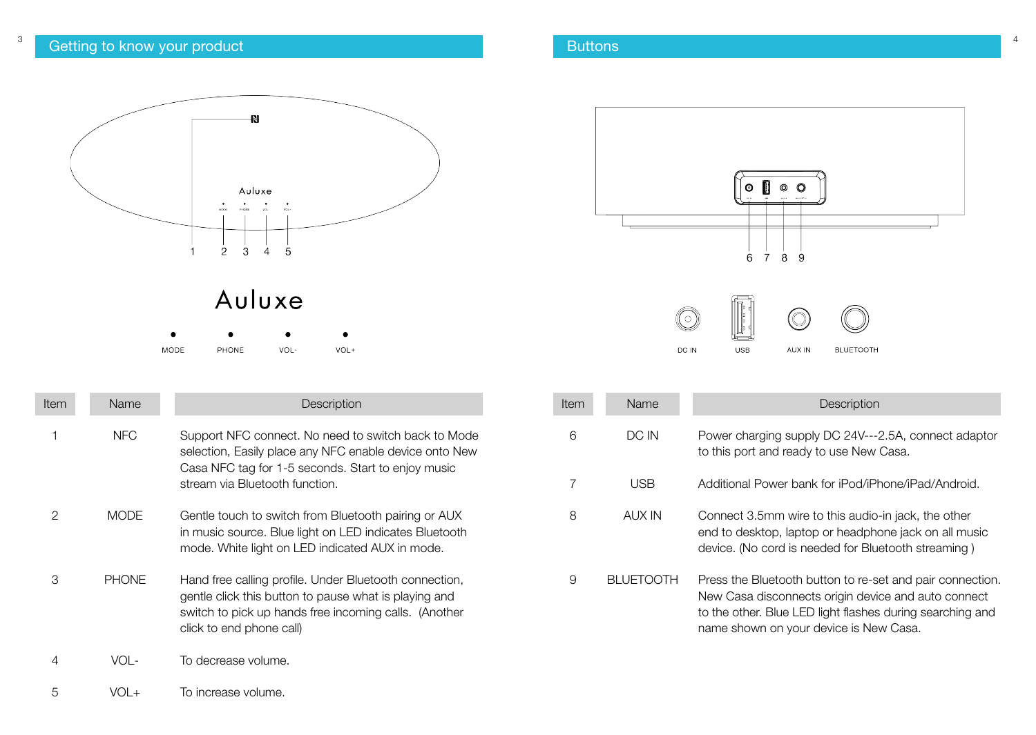## Getting to know your product

Auluxe

MODE PHONE VOL- VOL+

| Item | Name | Description |
|---|---|---|
| 1 | NFC | Support NFC connect. No need to switch back to Mode selection, Easily place any NFC enable device onto New Casa NFC tag for 1-5 seconds. Start to enjoy music stream via Bluetooth function. |
| 2 | MODE | Gentle touch to switch from Bluetooth pairing or AUX in music source. Blue light on LED indicates Bluetooth mode. White light on LED indicated AUX in mode. |
| 3 | PHONE | Hand free calling profile. Under Bluetooth connection, gentle click this button to pause what is playing and switch to pick up hands free incoming calls. (Another click to end phone call) |
| 4 | VOL- | To decrease volume. |
| 5 | VOL+ | To increase volume. |

## Buttons

DC IN USB AUX IN BLUETOOTH

| Item | Name | Description |
|---|---|---|
| 6 | DC IN | Power charging supply DC 24V---2.5A, connect adaptor to this port and ready to use New Casa. |
| 7 | USB | Additional Power bank for iPod/iPhone/iPad/Android. |
| 8 | AUX IN | Connect 3.5mm wire to this audio-in jack, the other end to desktop, laptop or headphone jack on all music device. (No cord is needed for Bluetooth streaming ) |
| 9 | BLUETOOTH | Press the Bluetooth button to re-set and pair connection. New Casa disconnects origin device and auto connect to the other. Blue LED light flashes during searching and name shown on your device is New Casa. |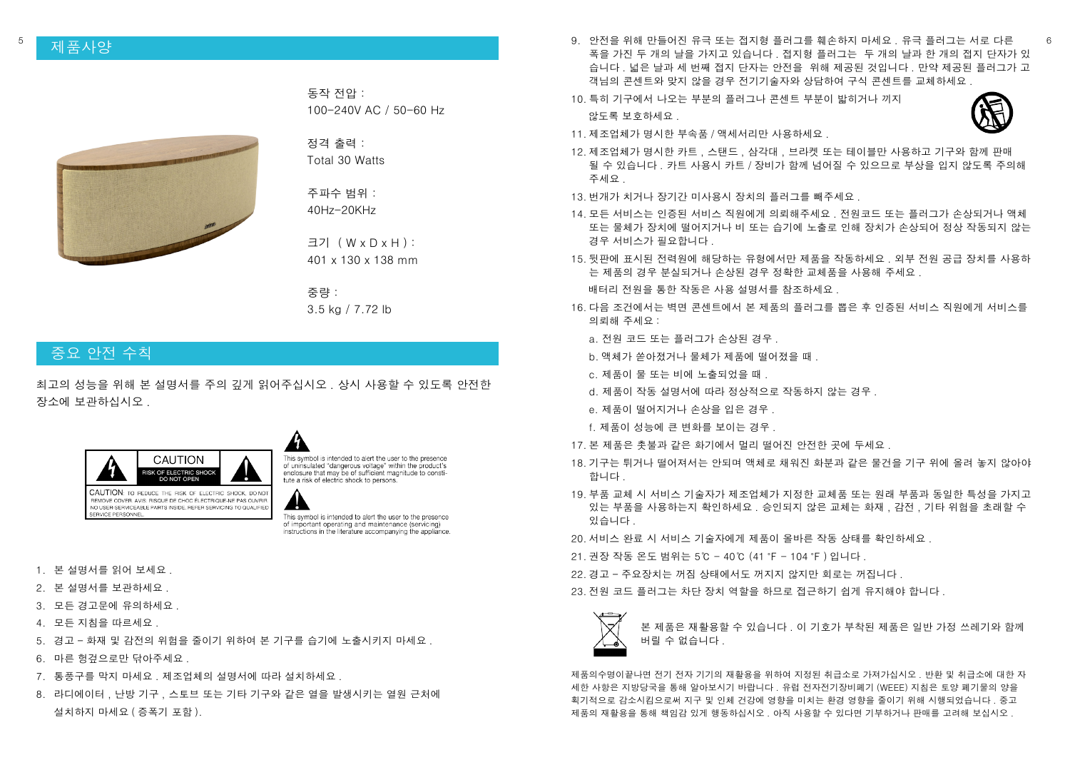## 제품사양

동작 전압 :
100-240V AC / 50-60 Hz

정격 출력 :
Total 30 Watts

주파수 범위 :
40Hz-20KHz

크기 ( W x D x H ) :
401 x 130 x 138 mm

중량 :
3.5 kg / 7.72 lb

## 중요 안전 수칙

최고의 성능을 위해 본 설명서를 주의 깊게 읽어주십시오 . 상시 사용할 수 있도록 안전한 장소에 보관하십시오 .

CAUTION
RISK OF ELECTRIC SHOCK
DO NOT OPEN

CAUTION: TO REDUCE THE RISK OF ELECTRIC SHOCK, DO NOT REMOVE COVER. AVIS: RISQUE DE CHOC ELECTRIQUE-NE PAS OUVRIR. NO USER-SERVICEABLE PARTS INSIDE. REFER SERVICING TO QUALIFIED SERVICE PERSONNEL.

This symbol is intended to alert the user to the presence of uninsulated "dangerous voltage" within the product's enclosure that may be of sufficient magnitude to constitute a risk of electric shock to persons.

This symbol is intended to alert the user to the presence of important operating and maintenance (servicing) instructions in the literature accompanying the appliance.

1. 본 설명서를 읽어 보세요 .
2. 본 설명서를 보관하세요 .
3. 모든 경고문에 유의하세요 .
4. 모든 지침을 따르세요 .
5. 경고 - 화재 및 감전의 위험을 줄이기 위하여 본 기구를 습기에 노출시키지 마세요 .
6. 마른 헝겊으로만 닦아주세요 .
7. 통풍구를 막지 마세요 . 제조업체의 설명서에 따라 설치하세요 .
8. 라디에이터 , 난방 기구 , 스토브 또는 기타 기구와 같은 열을 발생시키는 열원 근처에 설치하지 마세요 ( 증폭기 포함 ).
9. 안전을 위해 만들어진 유극 또는 접지형 플러그를 훼손하지 마세요 . 유극 플러그는 서로 다른 폭을 가진 두 개의 날을 가지고 있습니다 . 접지형 플러그는 두 개의 날과 한 개의 접지 단자가 있습니다 . 넓은 날과 세 번째 접지 단자는 안전을 위해 제공된 것입니다 . 만약 제공된 플러그가 고객님의 콘센트와 맞지 않을 경우 전기기술자와 상담하여 구식 콘센트를 교체하세요 .
10. 특히 기구에서 나오는 부분의 플러그나 콘센트 부분이 밟히거나 끼지 않도록 보호하세요 .
11. 제조업체가 명시한 부속품 / 액세서리만 사용하세요 .
12. 제조업체가 명시한 카트 , 스탠드 , 삼각대 , 브라켓 또는 테이블만 사용하고 기구와 함께 판매 될 수 있습니다 . 카트 사용시 카트 / 장비가 함께 넘어질 수 있으므로 부상을 입지 않도록 주의해 주세요 .
13. 번개가 치거나 장기간 미사용시 장치의 플러그를 빼주세요 .
14. 모든 서비스는 인증된 서비스 직원에게 의뢰해주세요 . 전원코드 또는 플러그가 손상되거나 액체 또는 물체가 장치에 떨어지거나 비 또는 습기에 노출로 인해 장치가 손상되어 정상 작동되지 않는 경우 서비스가 필요합니다 .
15. 뒷판에 표시된 전력원에 해당하는 유형에서만 제품을 작동하세요 . 외부 전원 공급 장치를 사용하는 제품의 경우 분실되거나 손상된 경우 정확한 교체품을 사용해 주세요 .
배터리 전원을 통한 작동은 사용 설명서를 참조하세요 .
16. 다음 조건에서는 벽면 콘센트에서 본 제품의 플러그를 뽑은 후 인증된 서비스 직원에게 서비스를 의뢰해 주세요 :
    a. 전원 코드 또는 플러그가 손상된 경우 .
    b. 액체가 쏟아졌거나 물체가 제품에 떨어졌을 때 .
    c. 제품이 물 또는 비에 노출되었을 때 .
    d. 제품이 작동 설명서에 따라 정상적으로 작동하지 않는 경우 .
    e. 제품이 떨어지거나 손상을 입은 경우 .
    f. 제품이 성능에 큰 변화를 보이는 경우 .
17. 본 제품은 촛불과 같은 화기에서 멀리 떨어진 안전한 곳에 두세요 .
18. 기구는 튀거나 떨어져서는 안되며 액체로 채워진 화분과 같은 물건을 기구 위에 올려 놓지 않아야 합니다 .
19. 부품 교체 시 서비스 기술자가 제조업체가 지정한 교체품 또는 원래 부품과 동일한 특성을 가지고 있는 부품을 사용하는지 확인하세요 . 승인되지 않은 교체는 화재 , 감전 , 기타 위험을 초래할 수 있습니다 .
20. 서비스 완료 시 서비스 기술자에게 제품이 올바른 작동 상태를 확인하세요 .
21. 권장 작동 온도 범위는 5℃ - 40℃ (41 °F - 104 °F ) 입니다 .
22. 경고 - 주요장치는 꺼짐 상태에서도 꺼지지 않지만 회로는 꺼집니다 .
23. 전원 코드 플러그는 차단 장치 역할을 하므로 접근하기 쉽게 유지해야 합니다 .

본 제품은 재활용할 수 있습니다 . 이 기호가 부착된 제품은 일반 가정 쓰레기와 함께 버릴 수 없습니다 .

제품의수명이끝나면 전기 전자 기기의 재활용을 위하여 지정된 취급소로 가져가십시오 . 반환 및 취급소에 대한 자세한 사항은 지방당국을 통해 알아보시기 바랍니다 . 유럽 전자전기장비폐기 (WEEE) 지침은 토양 폐기물의 양을 획기적으로 감소시킴으로써 지구 및 인체 건강에 영향을 미치는 환경 영향을 줄이기 위해 시행되었습니다 . 중고 제품의 재활용을 통해 책임감 있게 행동하십시오 . 아직 사용할 수 있다면 기부하거나 판매를 고려해 보십시오 .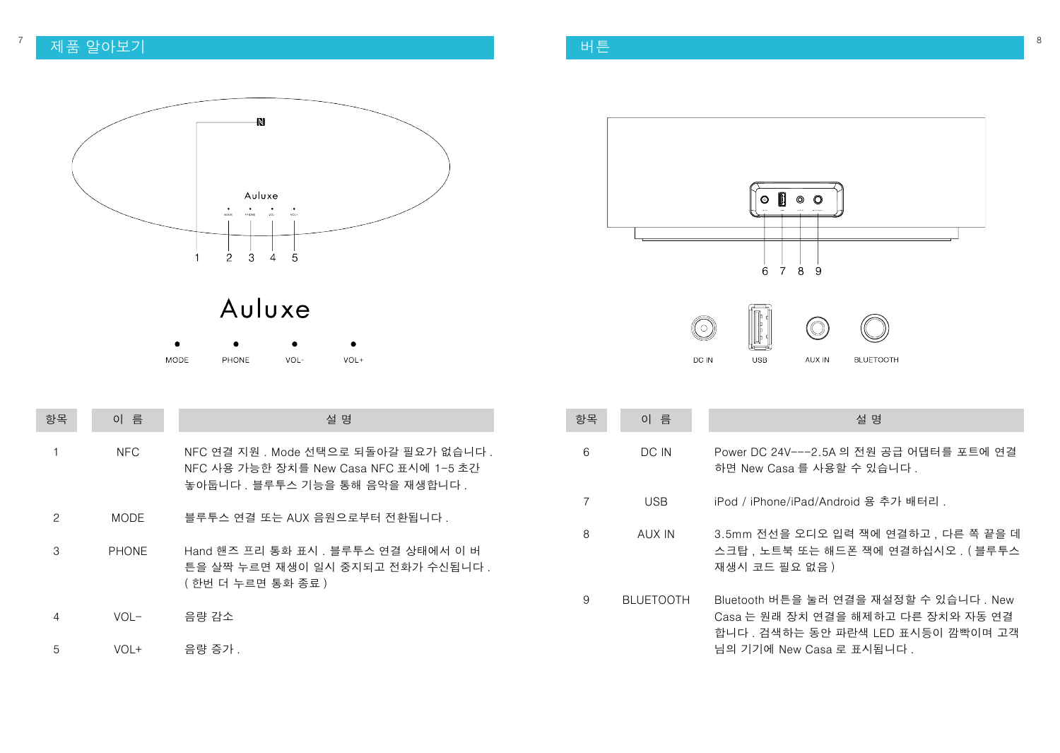## 제품 알아보기

Auluxe

MODE　PHONE　VOL-　VOL+

| 항목 | 이 름 | 설 명 |
|---|---|---|
| 1 | NFC | NFC 연결 지원 . Mode 선택으로 되돌아갈 필요가 없습니다 . NFC 사용 가능한 장치를 New Casa NFC 표시에 1-5 초간 놓아둡니다 . 블루투스 기능을 통해 음악을 재생합니다 . |
| 2 | MODE | 블루투스 연결 또는 AUX 음원으로부터 전환됩니다 . |
| 3 | PHONE | Hand 핸즈 프리 통화 표시 . 블루투스 연결 상태에서 이 버튼을 살짝 누르면 재생이 일시 중지되고 전화가 수신됩니다 . ( 한번 더 누르면 통화 종료 ) |
| 4 | VOL- | 음량 감소 |
| 5 | VOL+ | 음량 증가 . |

## 버튼

DC IN　USB　AUX IN　BLUETOOTH

| 항목 | 이 름 | 설 명 |
|---|---|---|
| 6 | DC IN | Power DC 24V---2.5A 의 전원 공급 어댑터를 포트에 연결하면 New Casa 를 사용할 수 있습니다 . |
| 7 | USB | iPod / iPhone/iPad/Android 용 추가 배터리 . |
| 8 | AUX IN | 3.5mm 전선을 오디오 입력 잭에 연결하고 , 다른 쪽 끝을 데스크탑 , 노트북 또는 해드폰 잭에 연결하십시오 . ( 블루투스 재생시 코드 필요 없음 ) |
| 9 | BLUETOOTH | Bluetooth 버튼을 눌러 연결을 재설정할 수 있습니다 . New Casa 는 원래 장치 연결을 해제하고 다른 장치와 자동 연결합니다 . 검색하는 동안 파란색 LED 표시등이 깜빡이며 고객님의 기기에 New Casa 로 표시됩니다 . |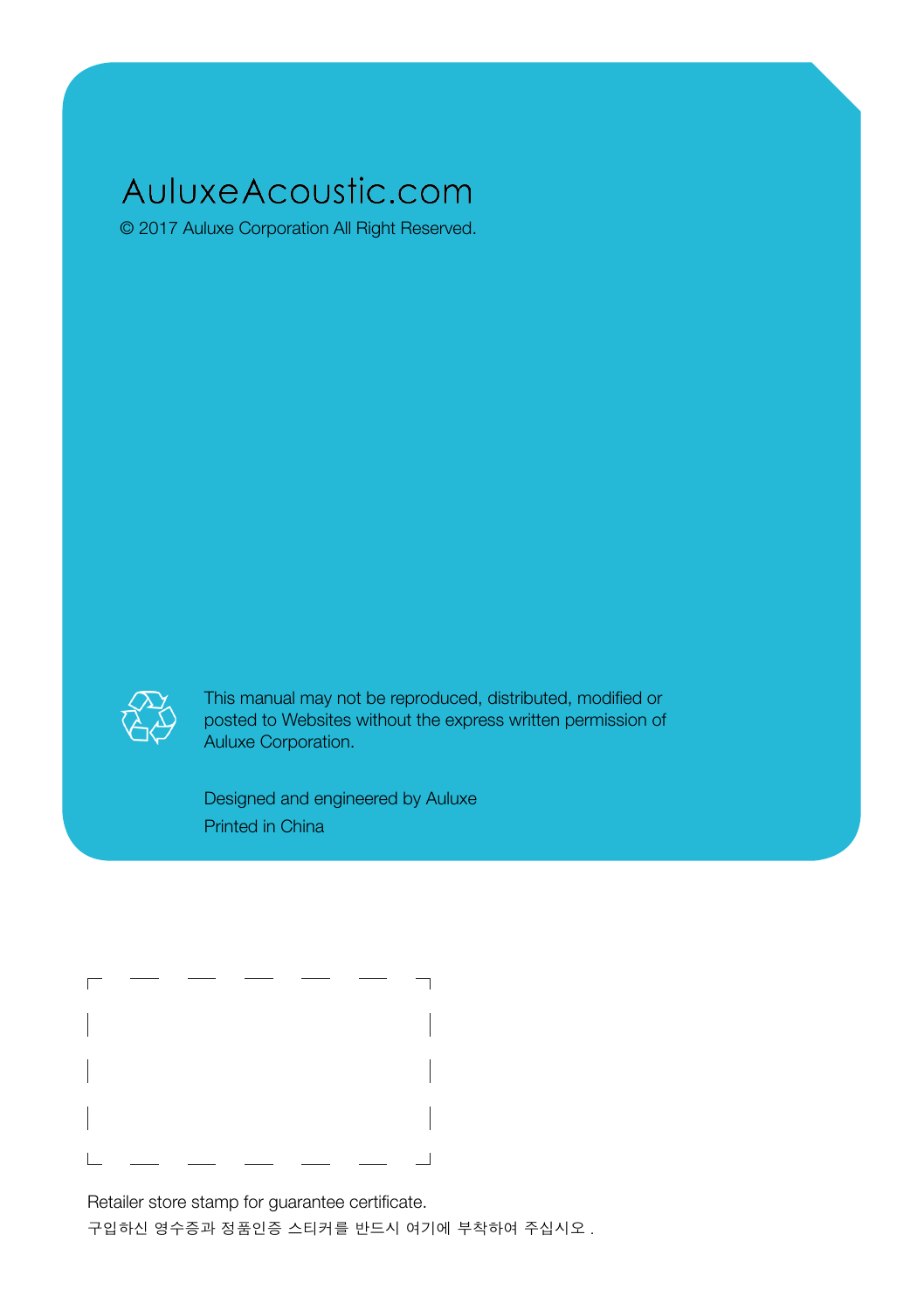AuluxeAcoustic.com

© 2017 Auluxe Corporation All Right Reserved.

This manual may not be reproduced, distributed, modified or posted to Websites without the express written permission of Auluxe Corporation.

Designed and engineered by Auluxe

Printed in China

Retailer store stamp for guarantee certificate.

구입하신 영수증과 정품인증 스티커를 반드시 여기에 부착하여 주십시오 .